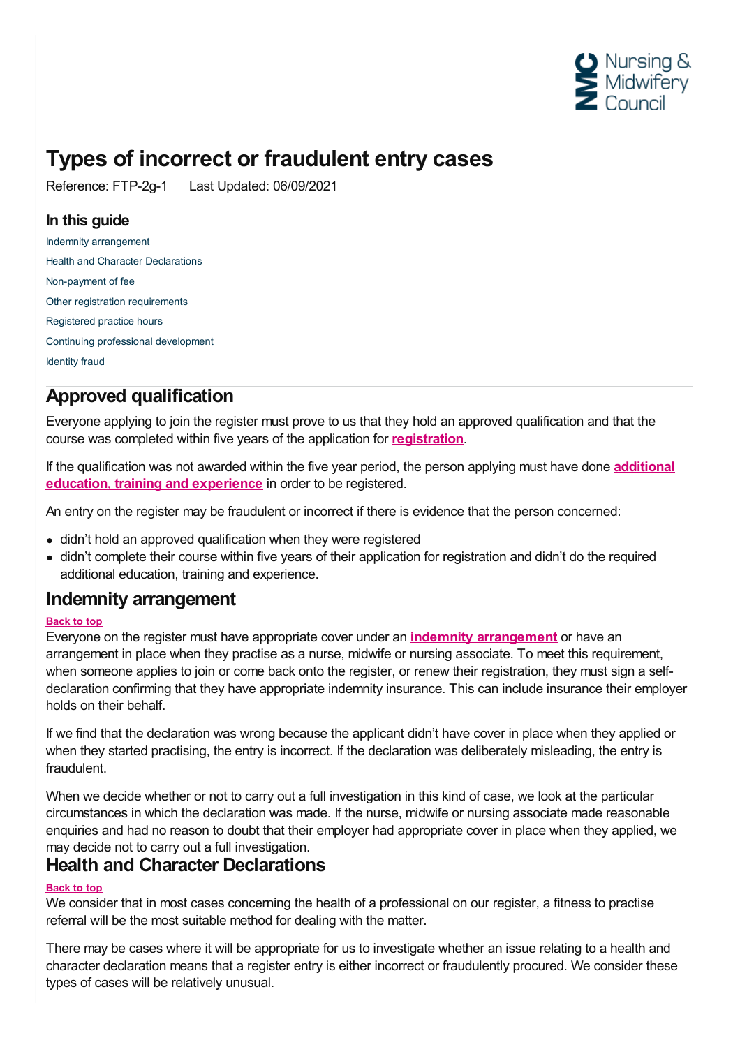# Types of incorrect or fraudulent entry cases

Reference: FTP-2g-1 Last Updated: 06/09/2021

### In this guide

- Indemnity arrangement
- Health and Character Declarations
- Non-payment of fee
- Other registration requirements
- Registered practice hours
- Continuing professional development
- Identity fraud

## Approved qualification

Everyone applying to join the register must prove to us that they hold an approved qualification and that the course was completed within five years of the application for **registration**.

If the qualification was not awarded within the five year period, the person applying must have done **additional education, training and experience** in order to be registered.

An entry on the register may be fraudulent or incorrect if there is evidence that the person concerned:

- didn't hold an approved qualification when they were registered
- didn't complete their course within five years of their application for registration and didn't do the required additional education, training and experience.

## Indemnity arrangement

Back to top

Everyone on the register must have appropriate cover under an **indemnity arrangement** or have an arrangement in place when they practise as a nurse, midwife or nursing associate. To meet this requirement, when someone applies to join or come back onto the register, or renew their registration, they must sign a self-declaration confirming that they have appropriate indemnity insurance. This can include insurance their employer holds on their behalf.

If we find that the declaration was wrong because the applicant didn't have cover in place when they applied or when they started practising, the entry is incorrect. If the declaration was deliberately misleading, the entry is fraudulent.

When we decide whether or not to carry out a full investigation in this kind of case, we look at the particular circumstances in which the declaration was made. If the nurse, midwife or nursing associate made reasonable enquiries and had no reason to doubt that their employer had appropriate cover in place when they applied, we may decide not to carry out a full investigation.

## Health and Character Declarations

Back to top

We consider that in most cases concerning the health of a professional on our register, a fitness to practise referral will be the most suitable method for dealing with the matter.

There may be cases where it will be appropriate for us to investigate whether an issue relating to a health and character declaration means that a register entry is either incorrect or fraudulently procured. We consider these types of cases will be relatively unusual.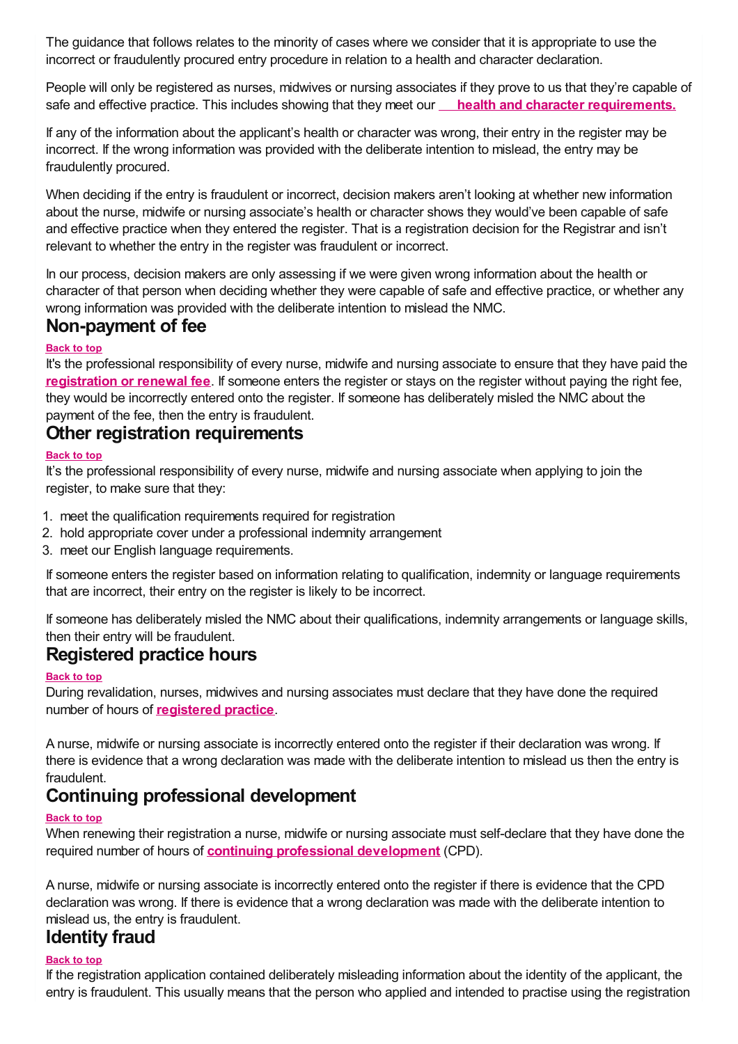The guidance that follows relates to the minority of cases where we consider that it is appropriate to use the incorrect or fraudulently procured entry procedure in relation to a health and character declaration.

People will only be registered as nurses, midwives or nursing associates if they prove to us that they're capable of safe and effective practice. This includes showing that they meet our **health and character requirements.**

If any of the information about the applicant's health or character was wrong, their entry in the register may be incorrect. If the wrong information was provided with the deliberate intention to mislead, the entry may be fraudulently procured.

When deciding if the entry is fraudulent or incorrect, decision makers aren't looking at whether new information about the nurse, midwife or nursing associate's health or character shows they would've been capable of safe and effective practice when they entered the register. That is a registration decision for the Registrar and isn't relevant to whether the entry in the register was fraudulent or incorrect.

In our process, decision makers are only assessing if we were given wrong information about the health or character of that person when deciding whether they were capable of safe and effective practice, or whether any wrong information was provided with the deliberate intention to mislead the NMC.

## Non-payment of fee

Back to top

It's the professional responsibility of every nurse, midwife and nursing associate to ensure that they have paid the **registration or renewal fee**. If someone enters the register or stays on the register without paying the right fee, they would be incorrectly entered onto the register. If someone has deliberately misled the NMC about the payment of the fee, then the entry is fraudulent.

## Other registration requirements

Back to top

It's the professional responsibility of every nurse, midwife and nursing associate when applying to join the register, to make sure that they:

1. meet the qualification requirements required for registration
2. hold appropriate cover under a professional indemnity arrangement
3. meet our English language requirements.

If someone enters the register based on information relating to qualification, indemnity or language requirements that are incorrect, their entry on the register is likely to be incorrect.

If someone has deliberately misled the NMC about their qualifications, indemnity arrangements or language skills, then their entry will be fraudulent.

## Registered practice hours

Back to top

During revalidation, nurses, midwives and nursing associates must declare that they have done the required number of hours of **registered practice**.

A nurse, midwife or nursing associate is incorrectly entered onto the register if their declaration was wrong. If there is evidence that a wrong declaration was made with the deliberate intention to mislead us then the entry is fraudulent.

## Continuing professional development

Back to top

When renewing their registration a nurse, midwife or nursing associate must self-declare that they have done the required number of hours of **continuing professional development** (CPD).

A nurse, midwife or nursing associate is incorrectly entered onto the register if there is evidence that the CPD declaration was wrong. If there is evidence that a wrong declaration was made with the deliberate intention to mislead us, the entry is fraudulent.

## Identity fraud

Back to top

If the registration application contained deliberately misleading information about the identity of the applicant, the entry is fraudulent. This usually means that the person who applied and intended to practise using the registration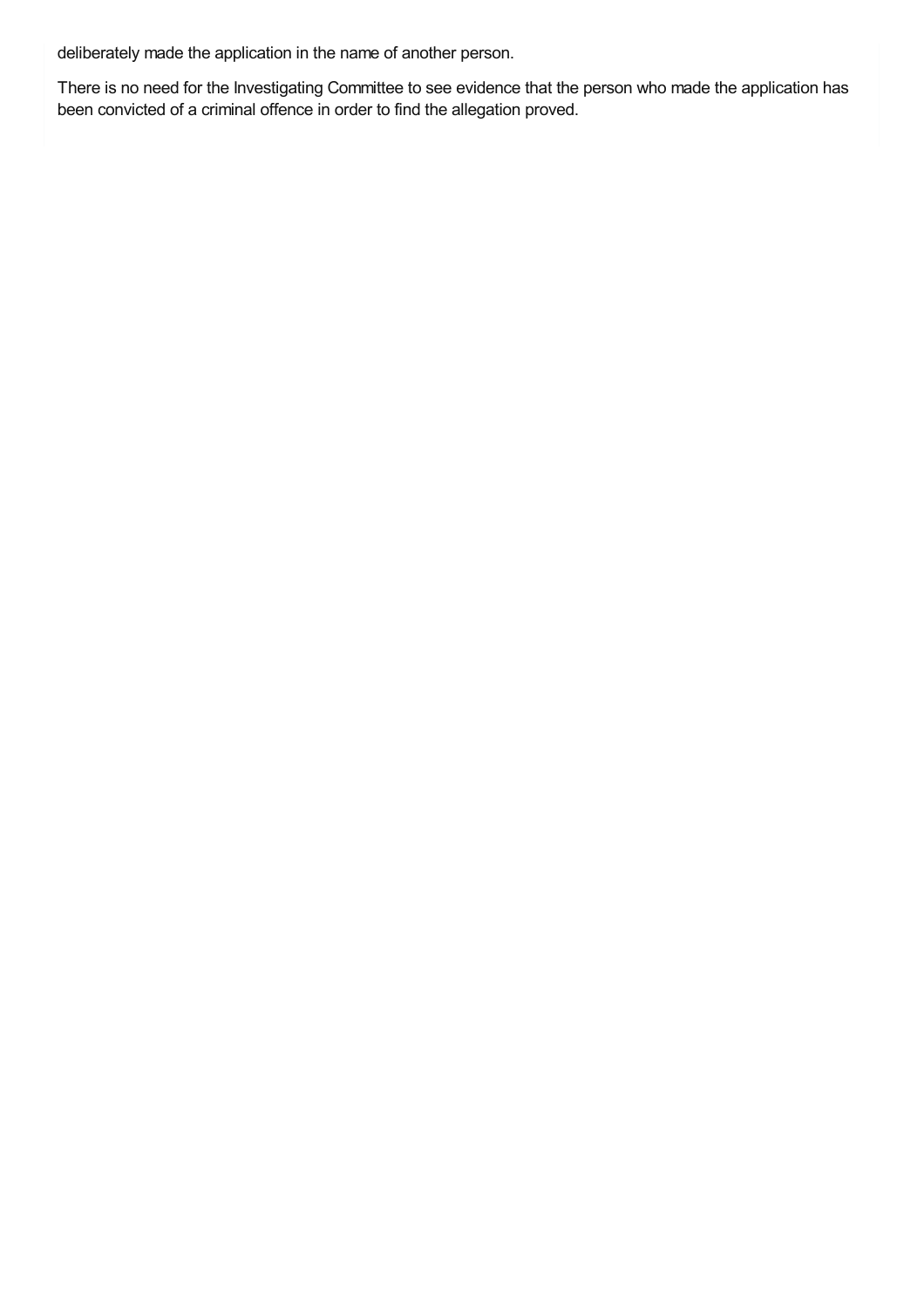deliberately made the application in the name of another person.

There is no need for the Investigating Committee to see evidence that the person who made the application has been convicted of a criminal offence in order to find the allegation proved.